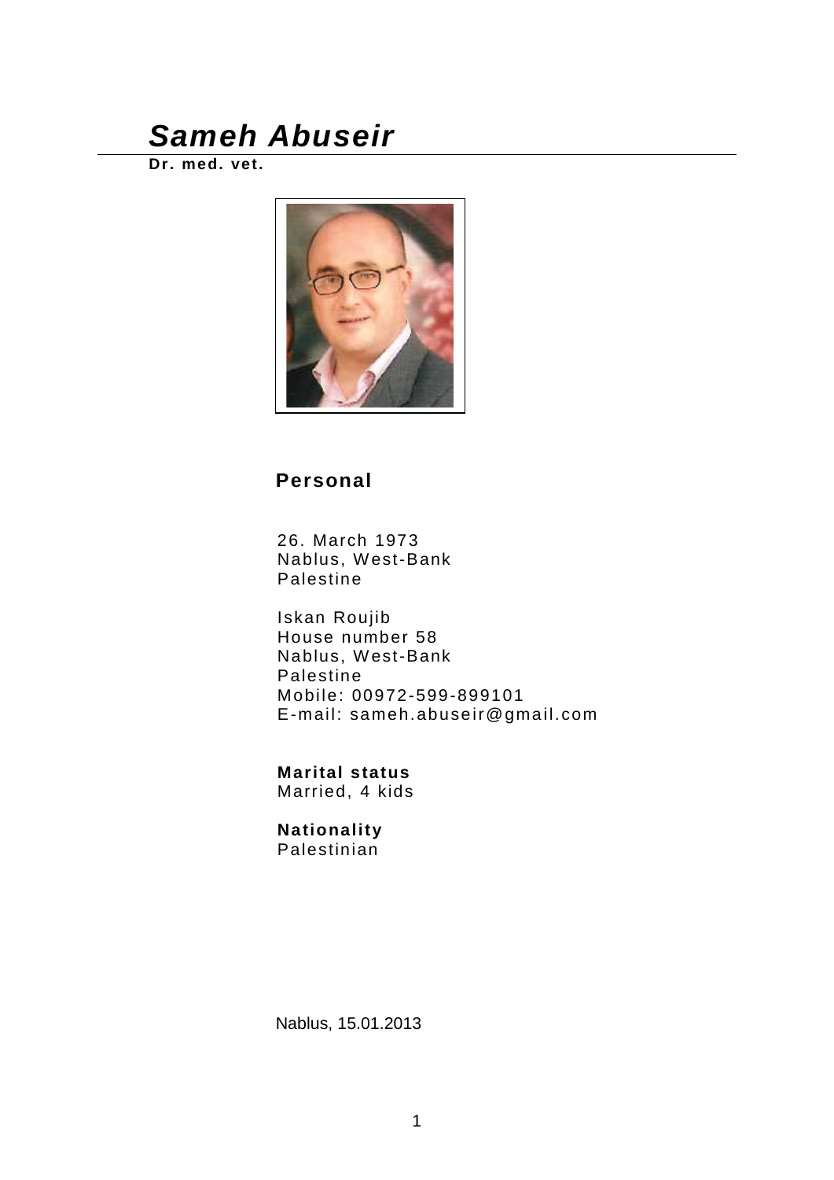# ***Sameh Abuseir***

**Dr. med. vet.**

## Personal

26. March 1973
Nablus, West-Bank
Palestine

Iskan Roujib
House number 58
Nablus, West-Bank
Palestine
Mobile: 00972-599-899101
E-mail: sameh.abuseir@gmail.com

**Marital status**
Married, 4 kids

**Nationality**
Palestinian

Nablus, 15.01.2013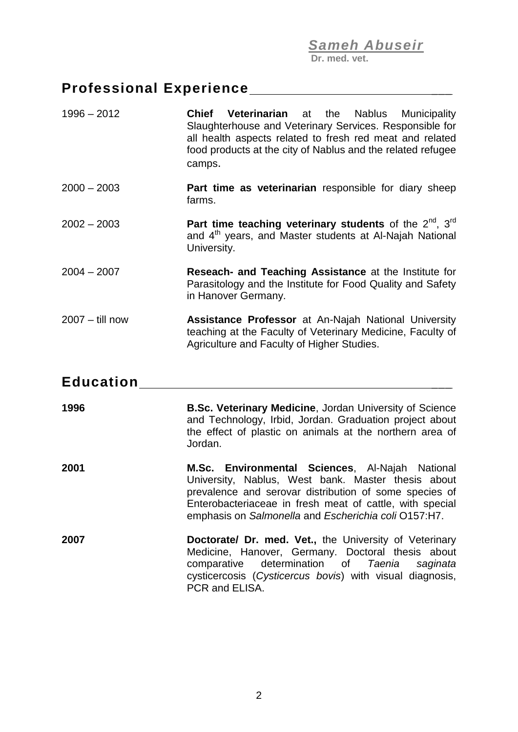**Sameh Abuseir**
**Dr. med. vet.**

## Professional Experience

1996 – 2012 — **Chief Veterinarian** at the Nablus Municipality Slaughterhouse and Veterinary Services. Responsible for all health aspects related to fresh red meat and related food products at the city of Nablus and the related refugee camps.

2000 – 2003 — **Part time as veterinarian** responsible for diary sheep farms.

2002 – 2003 — **Part time teaching veterinary students** of the 2nd, 3rd and 4th years, and Master students at Al-Najah National University.

2004 – 2007 — **Reseach- and Teaching Assistance** at the Institute for Parasitology and the Institute for Food Quality and Safety in Hanover Germany.

2007 – till now — **Assistance Professor** at An-Najah National University teaching at the Faculty of Veterinary Medicine, Faculty of Agriculture and Faculty of Higher Studies.

## Education

**1996** — **B.Sc. Veterinary Medicine**, Jordan University of Science and Technology, Irbid, Jordan. Graduation project about the effect of plastic on animals at the northern area of Jordan.

**2001** — **M.Sc. Environmental Sciences**, Al-Najah National University, Nablus, West bank. Master thesis about prevalence and serovar distribution of some species of Enterobacteriaceae in fresh meat of cattle, with special emphasis on *Salmonella* and *Escherichia coli* O157:H7.

**2007** — **Doctorate/ Dr. med. Vet.,** the University of Veterinary Medicine, Hanover, Germany. Doctoral thesis about comparative determination of *Taenia saginata* cysticercosis (*Cysticercus bovis*) with visual diagnosis, PCR and ELISA.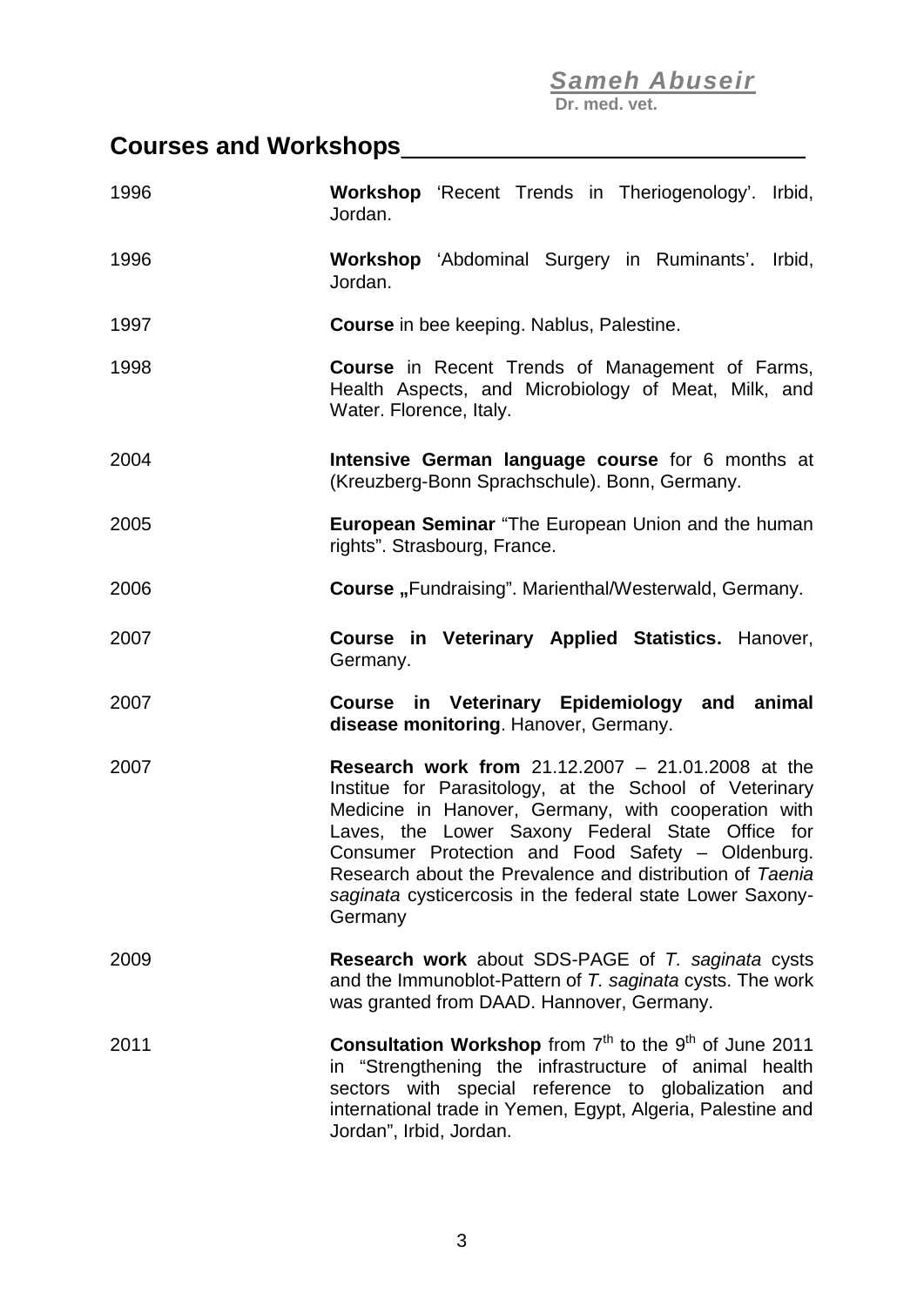## Courses and Workshops

| | |
|---|---|
| 1996 | **Workshop** 'Recent Trends in Theriogenology'. Irbid, Jordan. |
| 1996 | **Workshop** 'Abdominal Surgery in Ruminants'**.** Irbid, Jordan. |
| 1997 | **Course** in bee keeping. Nablus, Palestine. |
| 1998 | **Course** in Recent Trends of Management of Farms, Health Aspects, and Microbiology of Meat, Milk, and Water. Florence, Italy. |
| 2004 | **Intensive German language course** for 6 months at (Kreuzberg-Bonn Sprachschule). Bonn, Germany. |
| 2005 | **European Seminar** "The European Union and the human rights". Strasbourg, France. |
| 2006 | **Course „**Fundraising". Marienthal/Westerwald, Germany. |
| 2007 | **Course in Veterinary Applied Statistics.** Hanover, Germany. |
| 2007 | **Course in Veterinary Epidemiology and animal disease monitoring**. Hanover, Germany. |
| 2007 | **Research work from** 21.12.2007 – 21.01.2008 at the Institue for Parasitology, at the School of Veterinary Medicine in Hanover, Germany, with cooperation with Laves, the Lower Saxony Federal State Office for Consumer Protection and Food Safety – Oldenburg. Research about the Prevalence and distribution of *Taenia saginata* cysticercosis in the federal state Lower Saxony-Germany |
| 2009 | **Research work** about SDS-PAGE of *T. saginata* cysts and the Immunoblot-Pattern of *T. saginata* cysts. The work was granted from DAAD. Hannover, Germany. |
| 2011 | **Consultation Workshop** from 7th to the 9th of June 2011 in "Strengthening the infrastructure of animal health sectors with special reference to globalization and international trade in Yemen, Egypt, Algeria, Palestine and Jordan", Irbid, Jordan. |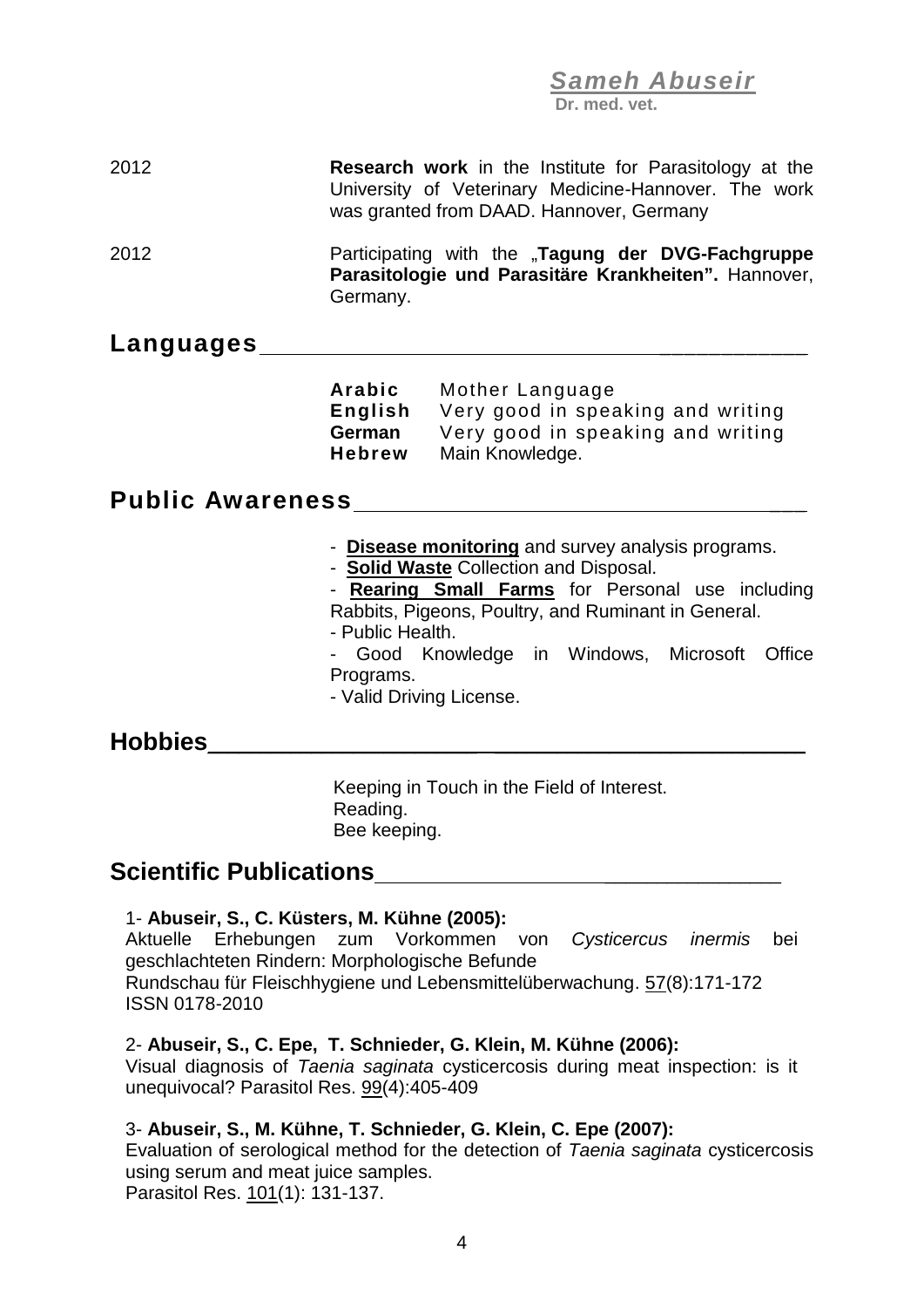**Sameh Abuseir**
**Dr. med. vet.**

2012 — **Research work** in the Institute for Parasitology at the University of Veterinary Medicine-Hannover. The work was granted from DAAD. Hannover, Germany

2012 — Participating with the „**Tagung der DVG-Fachgruppe Parasitologie und Parasitäre Krankheiten".** Hannover, Germany.

## Languages

| | |
|---|---|
| **Arabic** | Mother Language |
| **English** | Very good in speaking and writing |
| **German** | Very good in speaking and writing |
| **Hebrew** | Main Knowledge. |

## Public Awareness

- **Disease monitoring** and survey analysis programs.
- **Solid Waste** Collection and Disposal.
- **Rearing Small Farms** for Personal use including Rabbits, Pigeons, Poultry, and Ruminant in General.
- Public Health.
- Good Knowledge in Windows, Microsoft Office Programs.
- Valid Driving License.

## Hobbies

Keeping in Touch in the Field of Interest.
Reading.
Bee keeping.

## Scientific Publications

1- **Abuseir, S., C. Küsters, M. Kühne (2005):**
Aktuelle Erhebungen zum Vorkommen von *Cysticercus inermis* bei geschlachteten Rindern: Morphologische Befunde
Rundschau für Fleischhygiene und Lebensmittelüberwachung. 57(8):171-172
ISSN 0178-2010

2- **Abuseir, S., C. Epe, T. Schnieder, G. Klein, M. Kühne (2006):**
Visual diagnosis of *Taenia saginata* cysticercosis during meat inspection: is it unequivocal? Parasitol Res. 99(4):405-409

3- **Abuseir, S., M. Kühne, T. Schnieder, G. Klein, C. Epe (2007):**
Evaluation of serological method for the detection of *Taenia saginata* cysticercosis using serum and meat juice samples.
Parasitol Res. 101(1): 131-137.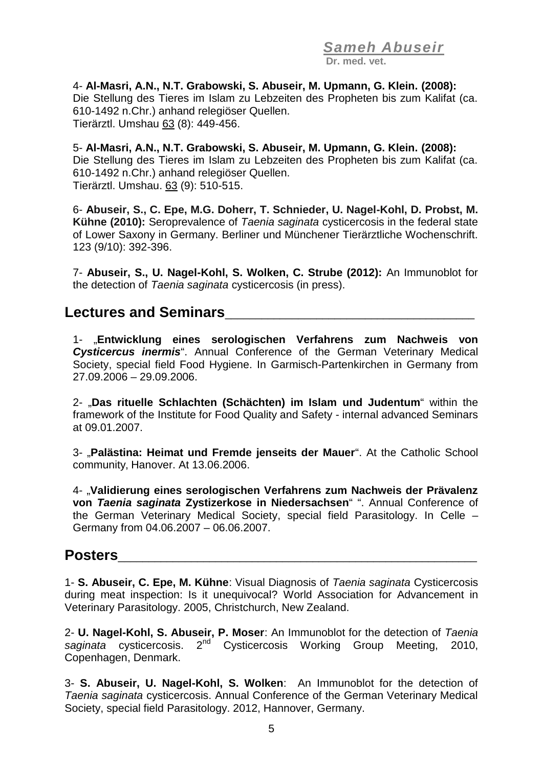4- **Al-Masri, A.N., N.T. Grabowski, S. Abuseir, M. Upmann, G. Klein. (2008):** Die Stellung des Tieres im Islam zu Lebzeiten des Propheten bis zum Kalifat (ca. 610-1492 n.Chr.) anhand relegiöser Quellen. Tierärztl. Umshau 63 (8): 449-456.

5- **Al-Masri, A.N., N.T. Grabowski, S. Abuseir, M. Upmann, G. Klein. (2008):** Die Stellung des Tieres im Islam zu Lebzeiten des Propheten bis zum Kalifat (ca. 610-1492 n.Chr.) anhand relegiöser Quellen. Tierärztl. Umshau. 63 (9): 510-515.

6- **Abuseir, S., C. Epe, M.G. Doherr, T. Schnieder, U. Nagel-Kohl, D. Probst, M. Kühne (2010):** Seroprevalence of *Taenia saginata* cysticercosis in the federal state of Lower Saxony in Germany. Berliner und Münchener Tierärztliche Wochenschrift. 123 (9/10): 392-396.

7- **Abuseir, S., U. Nagel-Kohl, S. Wolken, C. Strube (2012):** An Immunoblot for the detection of *Taenia saginata* cysticercosis (in press).

## Lectures and Seminars

1- „**Entwicklung eines serologischen Verfahrens zum Nachweis von *Cysticercus inermis***". Annual Conference of the German Veterinary Medical Society, special field Food Hygiene. In Garmisch-Partenkirchen in Germany from 27.09.2006 – 29.09.2006.

2- „**Das rituelle Schlachten (Schächten) im Islam und Judentum**" within the framework of the Institute for Food Quality and Safety - internal advanced Seminars at 09.01.2007.

3- „**Palästina: Heimat und Fremde jenseits der Mauer**". At the Catholic School community, Hanover. At 13.06.2006.

4- „**Validierung eines serologischen Verfahrens zum Nachweis der Prävalenz von *Taenia saginata* Zystizerkose in Niedersachsen**" ". Annual Conference of the German Veterinary Medical Society, special field Parasitology. In Celle – Germany from 04.06.2007 – 06.06.2007.

## Posters

1- **S. Abuseir, C. Epe, M. Kühne**: Visual Diagnosis of *Taenia saginata* Cysticercosis during meat inspection: Is it unequivocal? World Association for Advancement in Veterinary Parasitology. 2005, Christchurch, New Zealand.

2- **U. Nagel-Kohl, S. Abuseir, P. Moser**: An Immunoblot for the detection of *Taenia saginata* cysticercosis. 2nd Cysticercosis Working Group Meeting, 2010, Copenhagen, Denmark.

3- **S. Abuseir, U. Nagel-Kohl, S. Wolken**: An Immunoblot for the detection of *Taenia saginata* cysticercosis. Annual Conference of the German Veterinary Medical Society, special field Parasitology. 2012, Hannover, Germany.